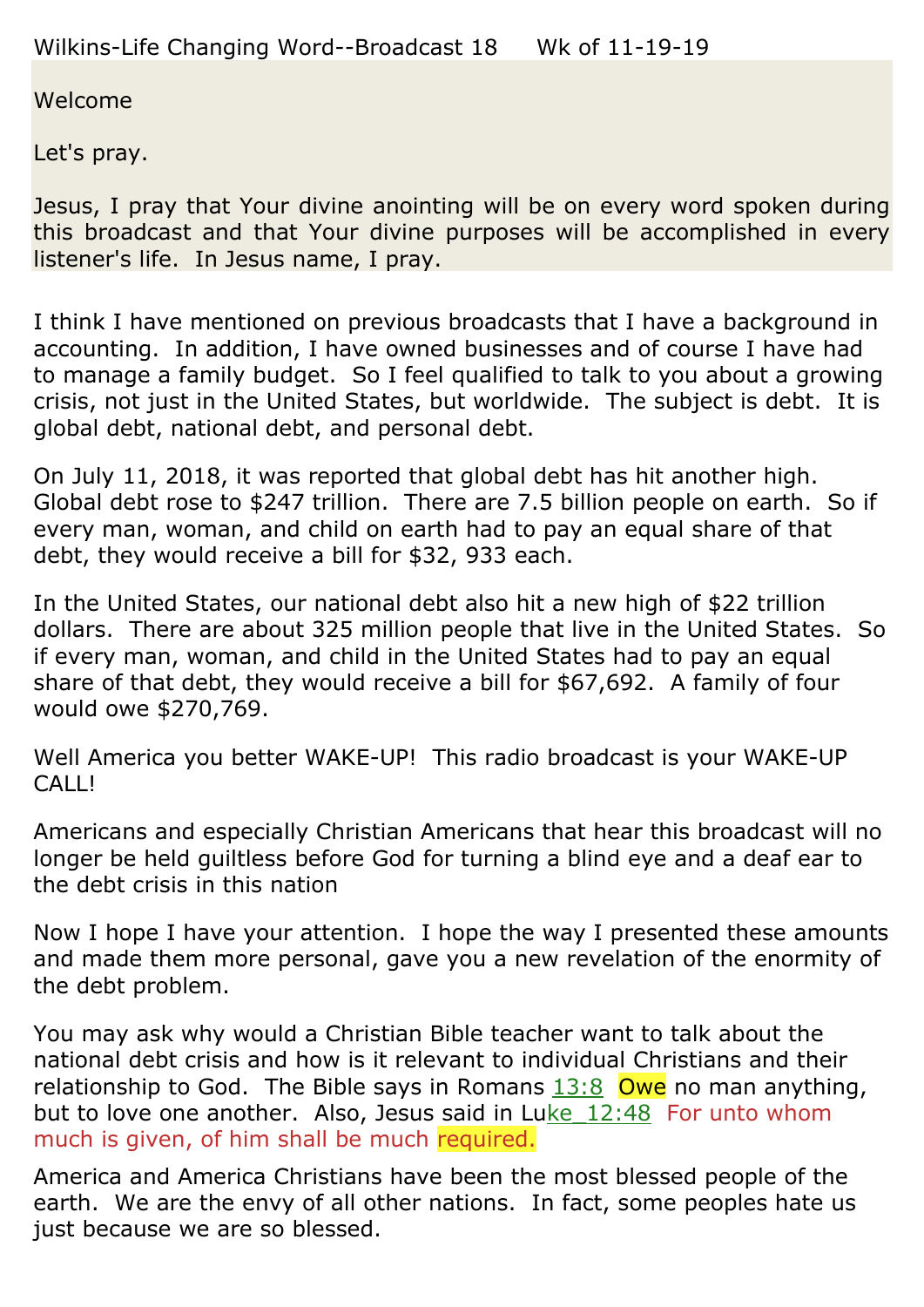Wilkins-Life Changing Word--Broadcast 18     Wk of 11-19-19

Welcome

Let's pray.

Jesus, I pray that Your divine anointing will be on every word spoken during this broadcast and that Your divine purposes will be accomplished in every listener's life.  In Jesus name, I pray.

I think I have mentioned on previous broadcasts that I have a background in accounting.  In addition, I have owned businesses and of course I have had to manage a family budget.  So I feel qualified to talk to you about a growing crisis, not just in the United States, but worldwide.  The subject is debt.  It is global debt, national debt, and personal debt.

On July 11, 2018, it was reported that global debt has hit another high.  Global debt rose to $247 trillion.  There are 7.5 billion people on earth.  So if every man, woman, and child on earth had to pay an equal share of that debt, they would receive a bill for $32, 933 each.

In the United States, our national debt also hit a new high of $22 trillion dollars.  There are about 325 million people that live in the United States.  So if every man, woman, and child in the United States had to pay an equal share of that debt, they would receive a bill for $67,692.  A family of four would owe $270,769.

Well America you better WAKE-UP!  This radio broadcast is your WAKE-UP CALL!

Americans and especially Christian Americans that hear this broadcast will no longer be held guiltless before God for turning a blind eye and a deaf ear to the debt crisis in this nation

Now I hope I have your attention.  I hope the way I presented these amounts and made them more personal, gave you a new revelation of the enormity of the debt problem.

You may ask why would a Christian Bible teacher want to talk about the national debt crisis and how is it relevant to individual Christians and their relationship to God.  The Bible says in Romans 13:8  Owe no man anything, but to love one another.  Also, Jesus said in Luke_12:48  For unto whom much is given, of him shall be much required.

America and America Christians have been the most blessed people of the earth.  We are the envy of all other nations.  In fact, some peoples hate us just because we are so blessed.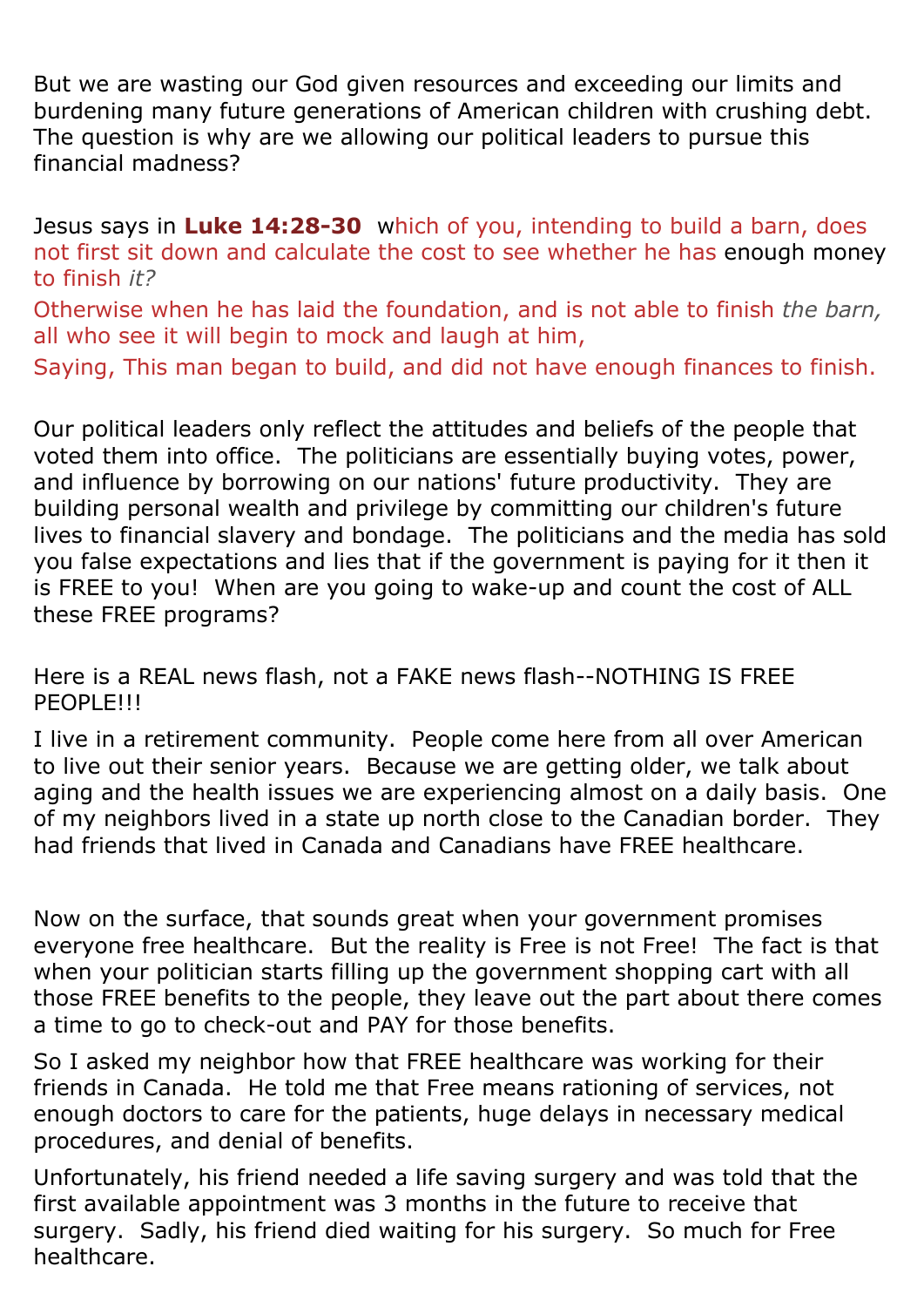But we are wasting our God given resources and exceeding our limits and burdening many future generations of American children with crushing debt. The question is why are we allowing our political leaders to pursue this financial madness?

Jesus says in **Luke 14:28-30** which of you, intending to build a barn, does not first sit down and calculate the cost to see whether he has enough money to finish *it?*

Otherwise when he has laid the foundation, and is not able to finish *the barn,* all who see it will begin to mock and laugh at him,

Saying, This man began to build, and did not have enough finances to finish.

Our political leaders only reflect the attitudes and beliefs of the people that voted them into office. The politicians are essentially buying votes, power, and influence by borrowing on our nations' future productivity. They are building personal wealth and privilege by committing our children's future lives to financial slavery and bondage. The politicians and the media has sold you false expectations and lies that if the government is paying for it then it is FREE to you! When are you going to wake-up and count the cost of ALL these FREE programs?

Here is a REAL news flash, not a FAKE news flash--NOTHING IS FREE PEOPLE!!!

I live in a retirement community. People come here from all over American to live out their senior years. Because we are getting older, we talk about aging and the health issues we are experiencing almost on a daily basis. One of my neighbors lived in a state up north close to the Canadian border. They had friends that lived in Canada and Canadians have FREE healthcare.

Now on the surface, that sounds great when your government promises everyone free healthcare. But the reality is Free is not Free! The fact is that when your politician starts filling up the government shopping cart with all those FREE benefits to the people, they leave out the part about there comes a time to go to check-out and PAY for those benefits.

So I asked my neighbor how that FREE healthcare was working for their friends in Canada. He told me that Free means rationing of services, not enough doctors to care for the patients, huge delays in necessary medical procedures, and denial of benefits.

Unfortunately, his friend needed a life saving surgery and was told that the first available appointment was 3 months in the future to receive that surgery. Sadly, his friend died waiting for his surgery. So much for Free healthcare.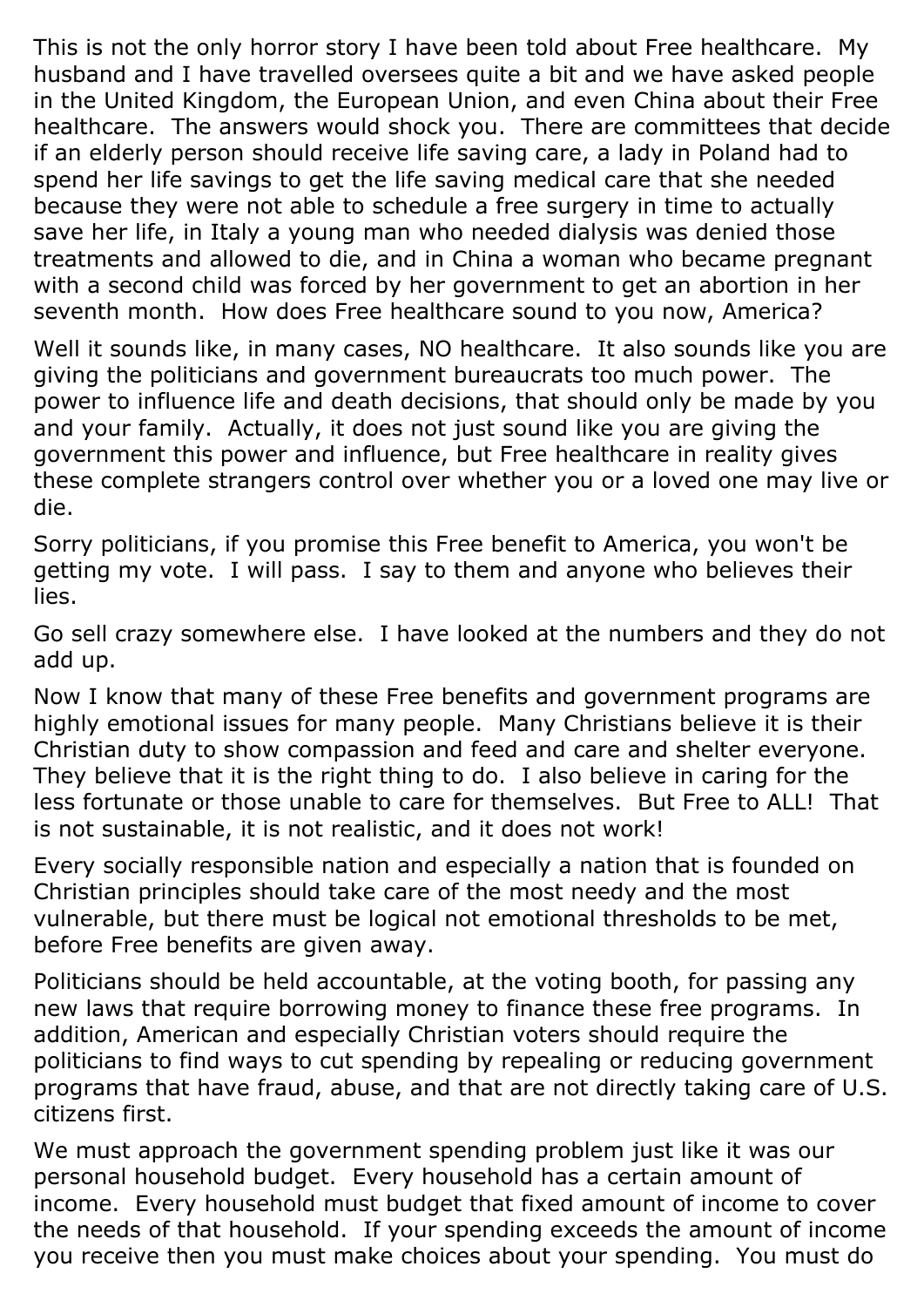This is not the only horror story I have been told about Free healthcare. My husband and I have travelled oversees quite a bit and we have asked people in the United Kingdom, the European Union, and even China about their Free healthcare. The answers would shock you. There are committees that decide if an elderly person should receive life saving care, a lady in Poland had to spend her life savings to get the life saving medical care that she needed because they were not able to schedule a free surgery in time to actually save her life, in Italy a young man who needed dialysis was denied those treatments and allowed to die, and in China a woman who became pregnant with a second child was forced by her government to get an abortion in her seventh month. How does Free healthcare sound to you now, America?

Well it sounds like, in many cases, NO healthcare. It also sounds like you are giving the politicians and government bureaucrats too much power. The power to influence life and death decisions, that should only be made by you and your family. Actually, it does not just sound like you are giving the government this power and influence, but Free healthcare in reality gives these complete strangers control over whether you or a loved one may live or die.

Sorry politicians, if you promise this Free benefit to America, you won't be getting my vote. I will pass. I say to them and anyone who believes their lies.

Go sell crazy somewhere else. I have looked at the numbers and they do not add up.

Now I know that many of these Free benefits and government programs are highly emotional issues for many people. Many Christians believe it is their Christian duty to show compassion and feed and care and shelter everyone. They believe that it is the right thing to do. I also believe in caring for the less fortunate or those unable to care for themselves. But Free to ALL! That is not sustainable, it is not realistic, and it does not work!

Every socially responsible nation and especially a nation that is founded on Christian principles should take care of the most needy and the most vulnerable, but there must be logical not emotional thresholds to be met, before Free benefits are given away.

Politicians should be held accountable, at the voting booth, for passing any new laws that require borrowing money to finance these free programs. In addition, American and especially Christian voters should require the politicians to find ways to cut spending by repealing or reducing government programs that have fraud, abuse, and that are not directly taking care of U.S. citizens first.

We must approach the government spending problem just like it was our personal household budget. Every household has a certain amount of income. Every household must budget that fixed amount of income to cover the needs of that household. If your spending exceeds the amount of income you receive then you must make choices about your spending. You must do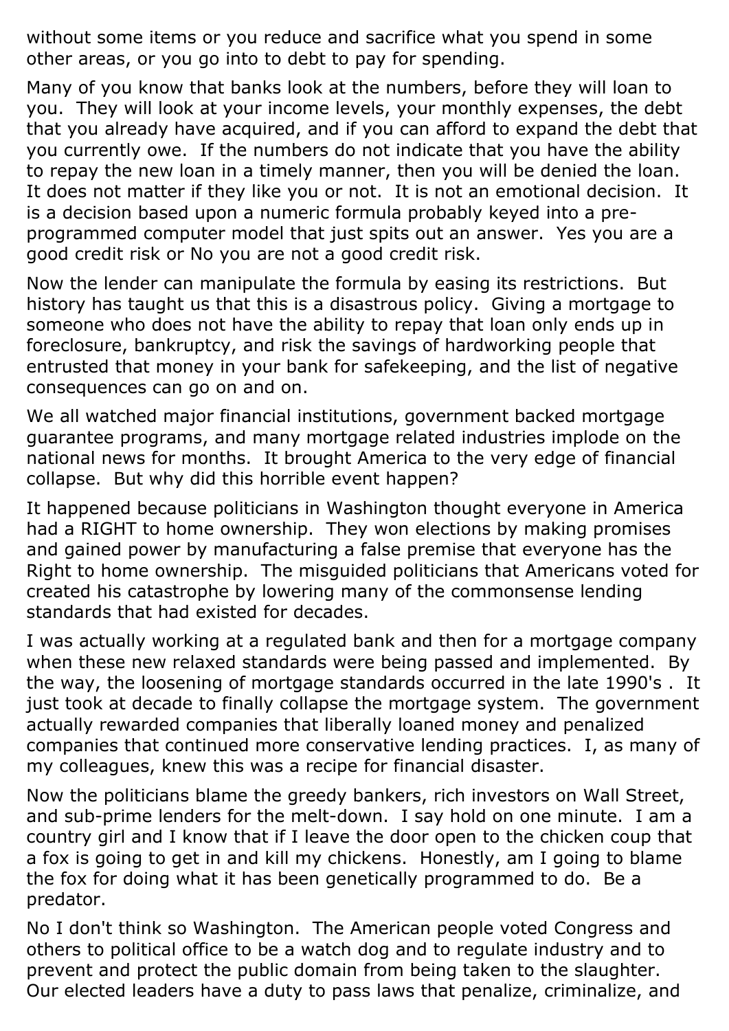without some items or you reduce and sacrifice what you spend in some other areas, or you go into to debt to pay for spending.

Many of you know that banks look at the numbers, before they will loan to you. They will look at your income levels, your monthly expenses, the debt that you already have acquired, and if you can afford to expand the debt that you currently owe. If the numbers do not indicate that you have the ability to repay the new loan in a timely manner, then you will be denied the loan. It does not matter if they like you or not. It is not an emotional decision. It is a decision based upon a numeric formula probably keyed into a pre-programmed computer model that just spits out an answer. Yes you are a good credit risk or No you are not a good credit risk.

Now the lender can manipulate the formula by easing its restrictions. But history has taught us that this is a disastrous policy. Giving a mortgage to someone who does not have the ability to repay that loan only ends up in foreclosure, bankruptcy, and risk the savings of hardworking people that entrusted that money in your bank for safekeeping, and the list of negative consequences can go on and on.

We all watched major financial institutions, government backed mortgage guarantee programs, and many mortgage related industries implode on the national news for months. It brought America to the very edge of financial collapse. But why did this horrible event happen?

It happened because politicians in Washington thought everyone in America had a RIGHT to home ownership. They won elections by making promises and gained power by manufacturing a false premise that everyone has the Right to home ownership. The misguided politicians that Americans voted for created his catastrophe by lowering many of the commonsense lending standards that had existed for decades.

I was actually working at a regulated bank and then for a mortgage company when these new relaxed standards were being passed and implemented. By the way, the loosening of mortgage standards occurred in the late 1990's . It just took at decade to finally collapse the mortgage system. The government actually rewarded companies that liberally loaned money and penalized companies that continued more conservative lending practices. I, as many of my colleagues, knew this was a recipe for financial disaster.

Now the politicians blame the greedy bankers, rich investors on Wall Street, and sub-prime lenders for the melt-down. I say hold on one minute. I am a country girl and I know that if I leave the door open to the chicken coup that a fox is going to get in and kill my chickens. Honestly, am I going to blame the fox for doing what it has been genetically programmed to do. Be a predator.

No I don't think so Washington. The American people voted Congress and others to political office to be a watch dog and to regulate industry and to prevent and protect the public domain from being taken to the slaughter. Our elected leaders have a duty to pass laws that penalize, criminalize, and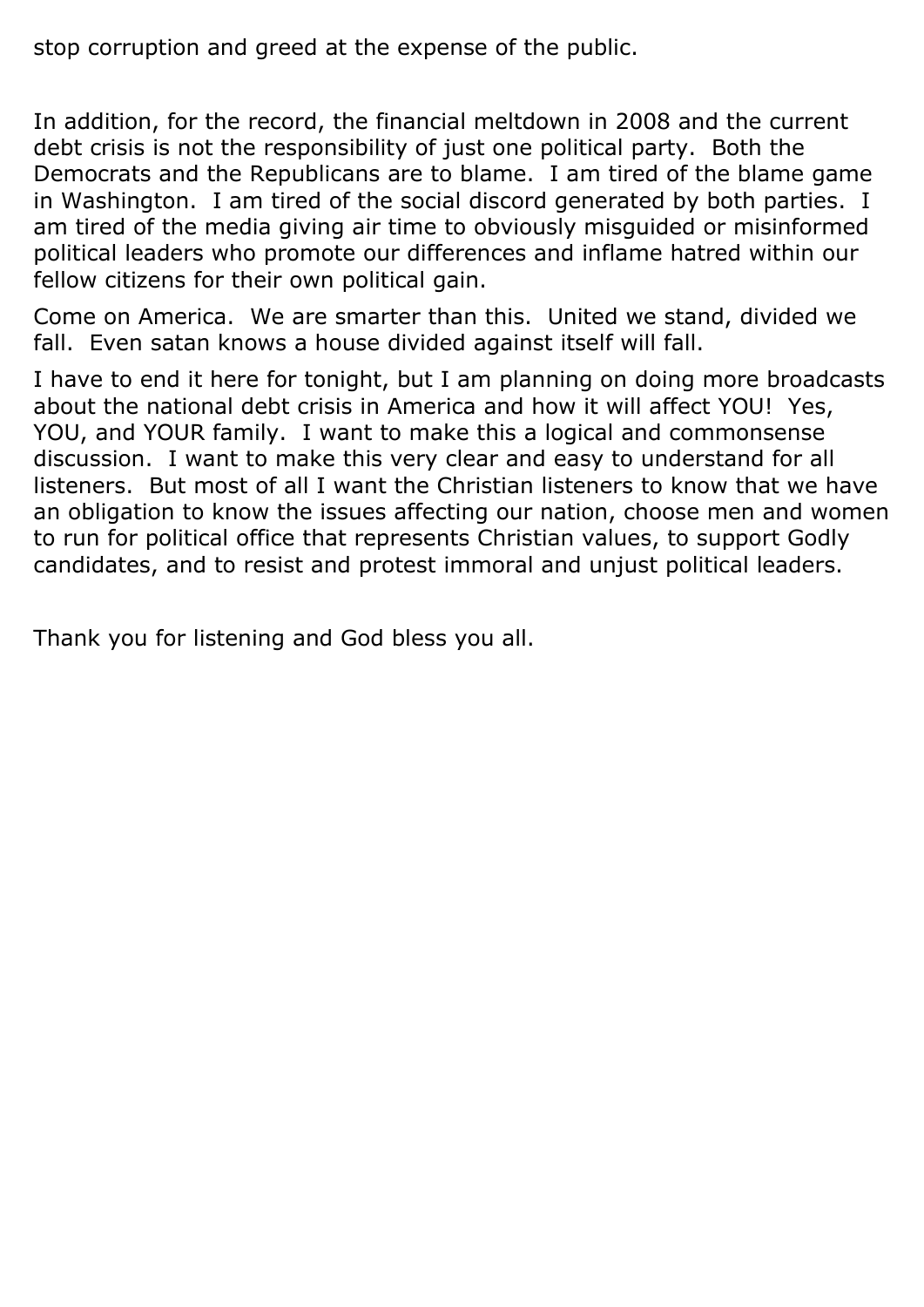stop corruption and greed at the expense of the public.

In addition, for the record, the financial meltdown in 2008 and the current debt crisis is not the responsibility of just one political party. Both the Democrats and the Republicans are to blame. I am tired of the blame game in Washington. I am tired of the social discord generated by both parties. I am tired of the media giving air time to obviously misguided or misinformed political leaders who promote our differences and inflame hatred within our fellow citizens for their own political gain.

Come on America. We are smarter than this. United we stand, divided we fall. Even satan knows a house divided against itself will fall.

I have to end it here for tonight, but I am planning on doing more broadcasts about the national debt crisis in America and how it will affect YOU! Yes, YOU, and YOUR family. I want to make this a logical and commonsense discussion. I want to make this very clear and easy to understand for all listeners. But most of all I want the Christian listeners to know that we have an obligation to know the issues affecting our nation, choose men and women to run for political office that represents Christian values, to support Godly candidates, and to resist and protest immoral and unjust political leaders.

Thank you for listening and God bless you all.